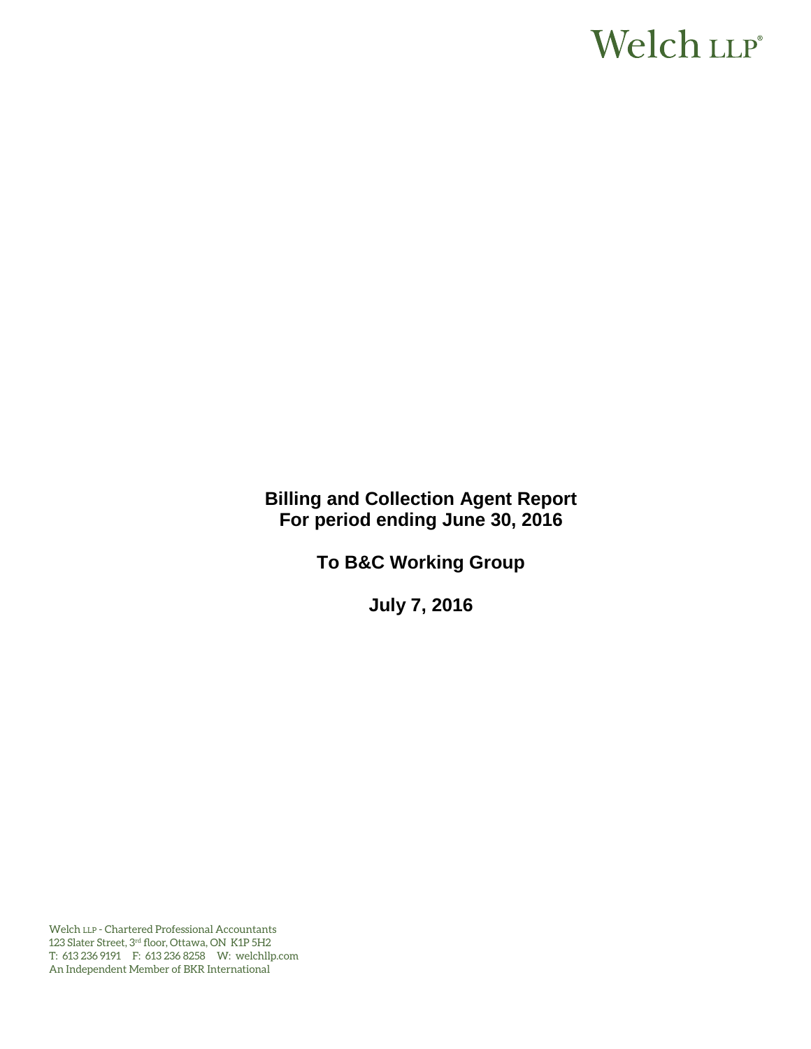Welch LLP®

# Billing and Collection Agent Report
# For period ending June 30, 2016

## To B&C Working Group

## July 7, 2016

Welch LLP - Chartered Professional Accountants
123 Slater Street, 3rd floor, Ottawa, ON K1P 5H2
T: 613 236 9191 F: 613 236 8258 W: welchllp.com
An Independent Member of BKR International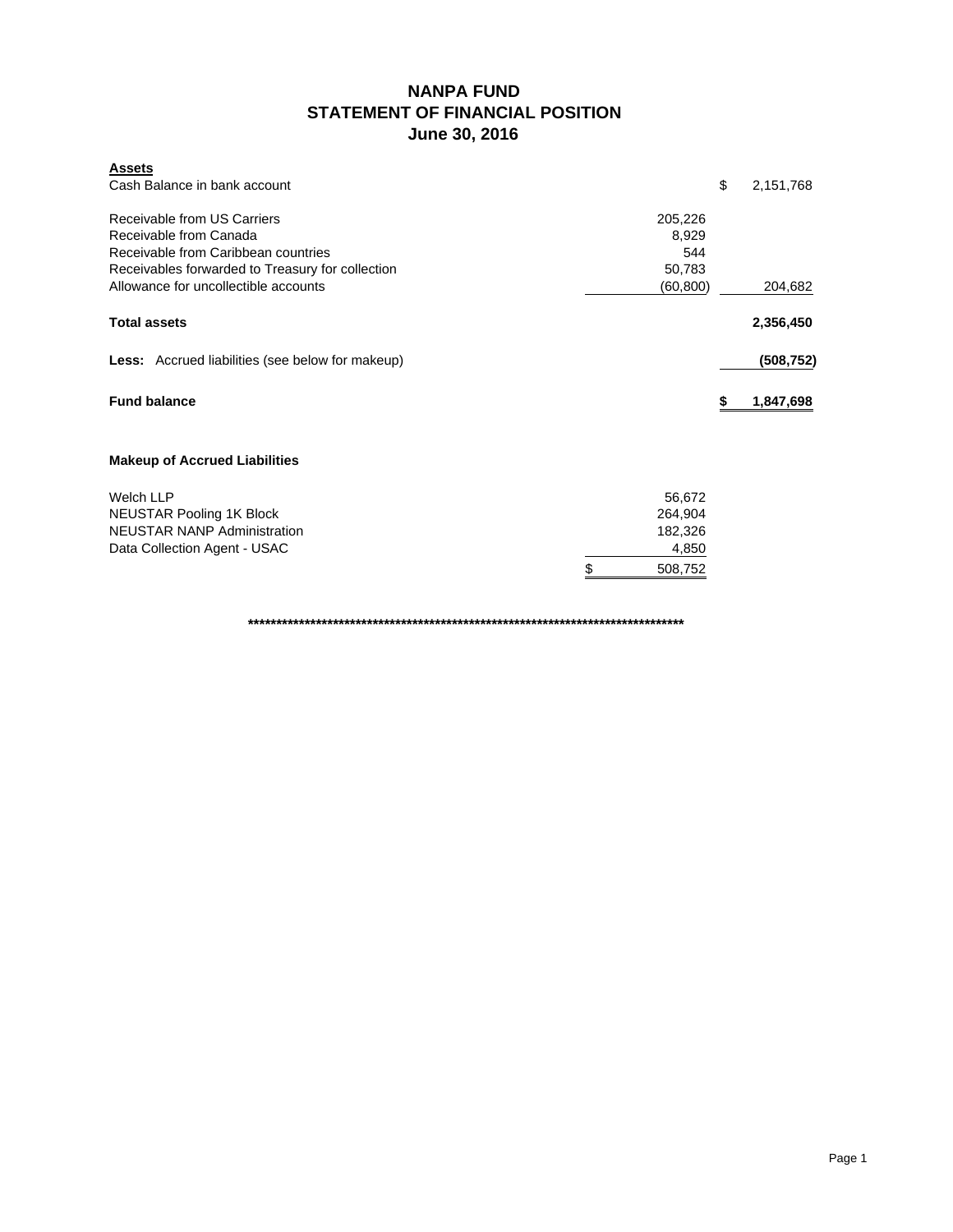# NANPA FUND
## STATEMENT OF FINANCIAL POSITION
### June 30, 2016

| **Assets** | | |
|---|---|---|
| Cash Balance in bank account | | $ 2,151,768 |
| | | |
| Receivable from US Carriers | 205,226 | |
| Receivable from Canada | 8,929 | |
| Receivable from Caribbean countries | 544 | |
| Receivables forwarded to Treasury for collection | 50,783 | |
| Allowance for uncollectible accounts | (60,800) | 204,682 |
| | | |
| **Total assets** | | **2,356,450** |
| | | |
| **Less:** Accrued liabilities (see below for makeup) | | **(508,752)** |
| | | |
| **Fund balance** | | **$ 1,847,698** |

**Makeup of Accrued Liabilities**

| | |
|---|---|
| Welch LLP | 56,672 |
| NEUSTAR Pooling 1K Block | 264,904 |
| NEUSTAR NANP Administration | 182,326 |
| Data Collection Agent - USAC | 4,850 |
| | $ 508,752 |

**********************************************************************************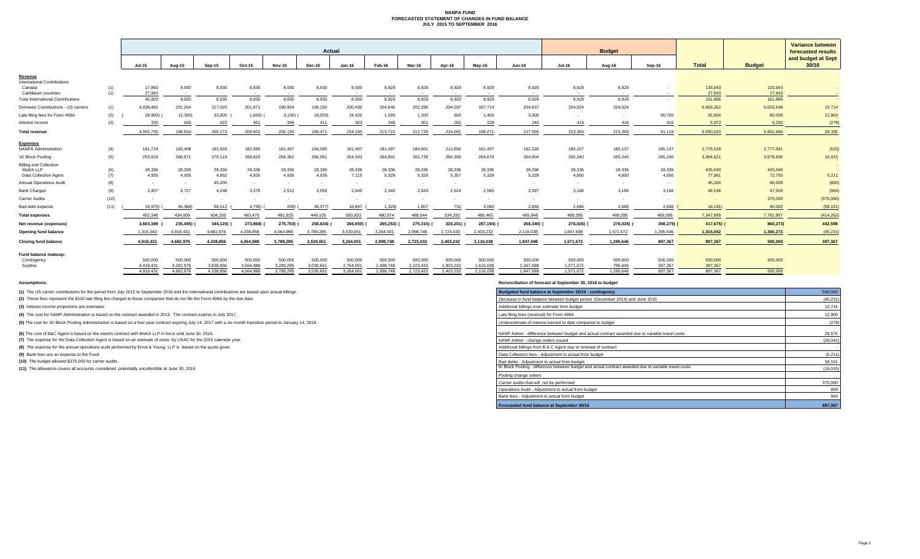# NANPA FUND
## FORECASTED STATEMENT OF CHANGES IN FUND BALANCE
## JULY 2015 TO SEPTEMBER 2016

| | | Actual | | | | | | | | | | | | Budget | | | | | Variance between forecasted results and budget at Sept 30/16 |
|---|---|---|---|---|---|---|---|---|---|---|---|---|---|---|---|---|---|---|---|
| | | Jul-15 | Aug-15 | Sep-15 | Oct-15 | Nov-15 | Dec-15 | Jan-16 | Feb-16 | Mar-16 | Apr-16 | May-16 | Jun-16 | Jul-16 | Aug-16 | Sep-16 | Total | Budget | |
| **Revenue** | | | | | | | | | | | | | | | | | | | |
| International Contributions | | | | | | | | | | | | | | | | | | | |
| Canada | (1) | 17,860 | 8,930 | 8,930 | 8,930 | 8,930 | 8,930 | 8,930 | 8,929 | 8,929 | 8,929 | 8,929 | 8,929 | 8,929 | 8,929 | - | 133,943 | 133,943 | - |
| Caribbean countries | (1) | 27,943 | - | - | - | - | - | - | - | - | - | - | - | - | - | - | 27,943 | 27,943 | - |
| Total International Contributions | | 45,803 | 8,930 | 8,930 | 8,930 | 8,930 | 8,930 | 8,930 | 8,929 | 8,929 | 8,929 | 8,929 | 8,929 | 8,929 | 8,929 | - | 161,886 | 161,886 | - |
| Domestic Contributions - US carriers | (1) | 4,038,482 | 201,264 | 217,020 | 201,871 | 199,904 | 198,150 | 200,430 | 204,946 | 202,299 | 204,297 | 187,714 | 204,837 | 204,024 | 204,024 | | 6,669,262 | 6,653,548 | 15,714 |
| Late filing fees for Form 499A | (2) | (28,900) | (12,300) | 33,600 | (1,600) | (3,100) | (18,020) | 24,320 | 1,500 | 1,200 | 600 | 1,400 | 3,500 | - | - | 90,700 | 92,900 | 80,000 | 12,900 |
| Interest income | (3) | 350 | 660 | 623 | 401 | 396 | 411 | 503 | 346 | 301 | 265 | 228 | 240 | 416 | 416 | 416 | 5,972 | 6,250 | (278) |
| **Total revenue** | | 4,055,735 | 198,554 | 260,173 | 209,602 | 206,130 | 189,471 | 234,183 | 215,721 | 212,729 | 214,091 | 198,271 | 217,506 | 213,369 | 213,369 | 91,116 | 6,930,020 | 6,901,684 | 28,336 |
| **Expenses** | | | | | | | | | | | | | | | | | | | |
| NANPA Administration | (4) | 181,724 | 183,408 | 182,926 | 182,999 | 181,497 | 184,095 | 181,497 | 181,497 | 184,801 | 212,850 | 181,497 | 182,326 | 185,137 | 185,137 | 185,137 | 2,776,528 | 2,777,061 | (533) |
| 1K Block Pooling | (5) | 253,919 | 266,971 | 270,119 | 268,620 | 264,362 | 266,061 | 264,343 | 264,801 | 265,729 | 284,393 | 264,679 | 264,904 | 265,240 | 265,240 | 265,240 | 3,994,621 | 3,978,606 | 16,015 |
| Billing and Collection | | | | | | | | | | | | | | | | | | | |
| Welch LLP | (6) | 28,336 | 28,336 | 28,336 | 28,336 | 28,336 | 28,336 | 28,336 | 28,336 | 28,336 | 28,336 | 28,336 | 28,336 | 28,336 | 28,336 | 28,336 | 425,040 | 425,040 | - |
| Data Collection Agent | (7) | 4,935 | 4,935 | 4,952 | 4,935 | 4,935 | 4,935 | 7,115 | 5,328 | 5,328 | 5,357 | 5,328 | 5,328 | 4,850 | 4,850 | 4,850 | 77,961 | 72,750 | 5,211 |
| Annual Operations Audit | (8) | - | - | 45,200 | - | - | - | - | - | - | - | | - | - | - | - | 45,200 | 46,000 | (800) |
| Bank Charges | (9) | 2,407 | 6,727 | 4,248 | 3,375 | 2,912 | 3,055 | 2,645 | 2,340 | 2,043 | 2,624 | 2,565 | 2,097 | 3,166 | 3,166 | 3,166 | 46,536 | 47,500 | (964) |
| Carrier Audits | (10) | - | - | - | - | - | - | - | - | - | - | - | - | - | - | - | - | 375,000 | (375,000) |
| Bad debt expense | (11) | (18,975) | (56,368) | 68,512 | (4,795) | (209) | (38,377) | 16,897 | (1,328) | 1,807 | 732 | 3,060 | 2,855 | 2,666 | 2,666 | 2,666 | (18,191) | 40,000 | (58,191) |
| **Total expenses** | | 452,346 | 434,009 | 604,293 | 483,470 | 481,833 | 448,105 | 500,833 | 480,974 | 488,044 | 534,292 | 485,465 | 485,846 | 489,395 | 489,395 | 489,395 | 7,347,695 | 7,761,957 | (414,262) |
| **Net revenue (expenses)** | | 3,603,389 | (235,455) | (344,120) | (273,868) | (275,703) | (258,634) | (266,650) | (265,253) | (275,315) | (320,201) | (287,194) | (268,340) | (276,026) | (276,026) | (398,279) | (417,675) | (860,273) | 442,598 |
| **Opening fund balance** | | 1,315,042 | 4,918,431 | 4,682,976 | 4,338,856 | 4,064,988 | 3,789,285 | 3,530,651 | 3,264,001 | 2,998,748 | 2,723,433 | 2,403,232 | 2,116,038 | 1,847,698 | 1,571,672 | 1,295,646 | 1,315,042 | 1,360,273 | (45,231) |
| **Closing fund balance** | | 4,918,431 | 4,682,976 | 4,338,856 | 4,064,988 | 3,789,285 | 3,530,651 | 3,264,001 | 2,998,748 | 2,723,433 | 2,403,232 | 2,116,038 | 1,847,698 | 1,571,672 | 1,295,646 | 897,367 | 897,367 | 500,000 | 397,367 |
| **Fund balance makeup:** | | | | | | | | | | | | | | | | | | | |
| Contingency | | 500,000 | 500,000 | 500,000 | 500,000 | 500,000 | 500,000 | 500,000 | 500,000 | 500,000 | 500,000 | 500,000 | 500,000 | 500,000 | 500,000 | 500,000 | 500,000 | 500,000 | |
| Surplus | | 4,418,431 | 4,182,976 | 3,838,856 | 3,564,988 | 3,289,285 | 3,030,651 | 2,764,001 | 2,498,748 | 2,223,433 | 1,903,232 | 1,616,038 | 1,347,698 | 1,071,672 | 795,646 | 397,367 | 397,367 | - | |
| | | 4,918,431 | 4,682,976 | 4,338,856 | 4,064,988 | 3,789,285 | 3,530,651 | 3,264,001 | 2,998,748 | 2,723,433 | 2,403,232 | 2,116,038 | 1,847,698 | 1,571,672 | 1,295,646 | 897,367 | 897,367 | 500,000 | |

**Assumptions:**

**(1)** The US carrier contributions for the period from July 2015 to September 2016 and the International contributions are based upon actual billings.

**(2)** These fees represent the $100 late filing fee charged to those companies that do not file the Form 499A by the due date.

**(3)** Interest income projections are estimates

**(4)** The cost for NANP Administration is based on the contract awarded in 2013. The contract expires in July 2017.

**(5)** The cost for 1K Block Pooling Administration is based on a four-year contract expiring July 14, 2017 with a six-month transition period to January 14, 2018.

**(6)** The cost of B&C Agent is based on the interim contract with Welch LLP in force until June 30, 2016.

**(7)** The expense for the Data Collection Agent is based on an estimate of costs by USAC for the 2015 calendar year.

**(8)** The expense for the annual operations audit performed by Ernst & Young LLP is based on the quote given.

**(9)** Bank fees are an expense to the Fund.

**(10)** The budget allowed $375,000 for carrier audits.

**(11)** The allowance covers all accounts considered potentially uncollectible at June 30, 2016.

**Reconciliation of forecast at September 30, 2016 to budget**

| Budgeted fund balance at September 30/16 - contingency | 500,000 |
|---|---|
| Decrease in fund balance between budget period (December 2014) and June 2015 | (45,231) |
| Additional billings over estimate from budget | 15,714 |
| Late filing fees (reversal) for Form 499A | 12,900 |
| Underestimate of interest earned to date compared to budget | (278) |
| NANP Admin - difference between budget and actual contract awarded due to variable travel costs | 29,575 |
| NANP Admin - change orders issued | (29,042) |
| Additional billings from B & C Agent due to renewal of contract | - |
| Data Collection fees - Adjustment to actual from budget | (5,211) |
| Bad debts - Adjustment to actual from budget | 58,191 |
| IK Block Pooling - difference between budget and actual contract awarded due to variable travel costs | (16,015) |
| Pooling change orders | |
| Carrier audits that will not be performed | 375,000 |
| Operations Audit - Adjustment to actual from budget | 800 |
| Bank fees - Adjustment to actual from budget | 964 |
| **Forecasted fund balance at September 30/16** | **897,367** |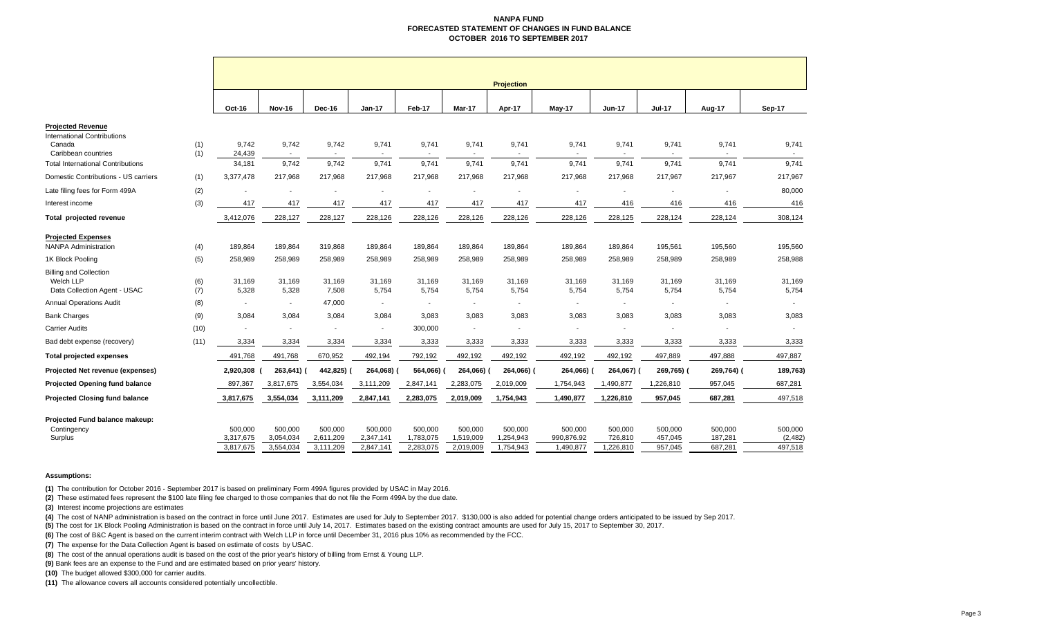# NANPA FUND
## FORECASTED STATEMENT OF CHANGES IN FUND BALANCE
### OCTOBER 2016 TO SEPTEMBER 2017

| | | Projection | | | | | | | | | | | |
|---|---|---|---|---|---|---|---|---|---|---|---|---|---|
| | | Oct-16 | Nov-16 | Dec-16 | Jan-17 | Feb-17 | Mar-17 | Apr-17 | May-17 | Jun-17 | Jul-17 | Aug-17 | Sep-17 |
| **Projected Revenue** | | | | | | | | | | | | | |
| International Contributions | | | | | | | | | | | | | |
| Canada | (1) | 9,742 | 9,742 | 9,742 | 9,741 | 9,741 | 9,741 | 9,741 | 9,741 | 9,741 | 9,741 | 9,741 | 9,741 |
| Caribbean countries | (1) | 24,439 | - | - | - | - | - | - | - | - | - | - | - |
| Total International Contributions | | 34,181 | 9,742 | 9,742 | 9,741 | 9,741 | 9,741 | 9,741 | 9,741 | 9,741 | 9,741 | 9,741 | 9,741 |
| Domestic Contributions - US carriers | (1) | 3,377,478 | 217,968 | 217,968 | 217,968 | 217,968 | 217,968 | 217,968 | 217,968 | 217,968 | 217,967 | 217,967 | 217,967 |
| Late filing fees for Form 499A | (2) | - | - | - | - | - | - | - | - | - | - | - | 80,000 |
| Interest income | (3) | 417 | 417 | 417 | 417 | 417 | 417 | 417 | 417 | 416 | 416 | 416 | 416 |
| Total projected revenue | | 3,412,076 | 228,127 | 228,127 | 228,126 | 228,126 | 228,126 | 228,126 | 228,126 | 228,125 | 228,124 | 228,124 | 308,124 |
| **Projected Expenses** | | | | | | | | | | | | | |
| NANPA Administration | (4) | 189,864 | 189,864 | 319,868 | 189,864 | 189,864 | 189,864 | 189,864 | 189,864 | 189,864 | 195,561 | 195,560 | 195,560 |
| 1K Block Pooling | (5) | 258,989 | 258,989 | 258,989 | 258,989 | 258,989 | 258,989 | 258,989 | 258,989 | 258,989 | 258,989 | 258,989 | 258,988 |
| Billing and Collection | | | | | | | | | | | | | |
| Welch LLP | (6) | 31,169 | 31,169 | 31,169 | 31,169 | 31,169 | 31,169 | 31,169 | 31,169 | 31,169 | 31,169 | 31,169 | 31,169 |
| Data Collection Agent - USAC | (7) | 5,328 | 5,328 | 7,508 | 5,754 | 5,754 | 5,754 | 5,754 | 5,754 | 5,754 | 5,754 | 5,754 | 5,754 |
| Annual Operations Audit | (8) | - | - | 47,000 | - | - | - | - | - | - | - | - | - |
| Bank Charges | (9) | 3,084 | 3,084 | 3,084 | 3,084 | 3,083 | 3,083 | 3,083 | 3,083 | 3,083 | 3,083 | 3,083 | 3,083 |
| Carrier Audits | (10) | - | - | - | - | 300,000 | - | - | - | - | - | - | - |
| Bad debt expense (recovery) | (11) | 3,334 | 3,334 | 3,334 | 3,334 | 3,333 | 3,333 | 3,333 | 3,333 | 3,333 | 3,333 | 3,333 | 3,333 |
| Total projected expenses | | 491,768 | 491,768 | 670,952 | 492,194 | 792,192 | 492,192 | 492,192 | 492,192 | 492,192 | 497,889 | 497,888 | 497,887 |
| **Projected Net revenue (expenses)** | | 2,920,308 | (263,641) | (442,825) | (264,068) | (564,066) | (264,066) | (264,066) | (264,066) | (264,067) | (269,765) | (269,764) | (189,763) |
| **Projected Opening fund balance** | | 897,367 | 3,817,675 | 3,554,034 | 3,111,209 | 2,847,141 | 2,283,075 | 2,019,009 | 1,754,943 | 1,490,877 | 1,226,810 | 957,045 | 687,281 |
| **Projected Closing fund balance** | | 3,817,675 | 3,554,034 | 3,111,209 | 2,847,141 | 2,283,075 | 2,019,009 | 1,754,943 | 1,490,877 | 1,226,810 | 957,045 | 687,281 | 497,518 |
| **Projected Fund balance makeup:** | | | | | | | | | | | | | |
| Contingency | | 500,000 | 500,000 | 500,000 | 500,000 | 500,000 | 500,000 | 500,000 | 500,000 | 500,000 | 500,000 | 500,000 | 500,000 |
| Surplus | | 3,317,675 | 3,054,034 | 2,611,209 | 2,347,141 | 1,783,075 | 1,519,009 | 1,254,943 | 990,876.92 | 726,810 | 457,045 | 187,281 | (2,482) |
| | | 3,817,675 | 3,554,034 | 3,111,209 | 2,847,141 | 2,283,075 | 2,019,009 | 1,754,943 | 1,490,877 | 1,226,810 | 957,045 | 687,281 | 497,518 |

**Assumptions:**

**(1)** The contribution for October 2016 - September 2017 is based on preliminary Form 499A figures provided by USAC in May 2016.

**(2)** These estimated fees represent the $100 late filing fee charged to those companies that do not file the Form 499A by the due date.

**(3)** Interest income projections are estimates

**(4)** The cost of NANP administration is based on the contract in force until June 2017. Estimates are used for July to September 2017. $130,000 is also added for potential change orders anticipated to be issued by Sep 2017.

**(5)** The cost for 1K Block Pooling Administration is based on the contract in force until July 14, 2017. Estimates based on the existing contract amounts are used for July 15, 2017 to September 30, 2017.

**(6)** The cost of B&C Agent is based on the current interim contract with Welch LLP in force until December 31, 2016 plus 10% as recommended by the FCC.

**(7)** The expense for the Data Collection Agent is based on estimate of costs by USAC.

**(8)** The cost of the annual operations audit is based on the cost of the prior year's history of billing from Ernst & Young LLP.

**(9)** Bank fees are an expense to the Fund and are estimated based on prior years' history.

**(10)** The budget allowed $300,000 for carrier audits.

**(11)** The allowance covers all accounts considered potentially uncollectible.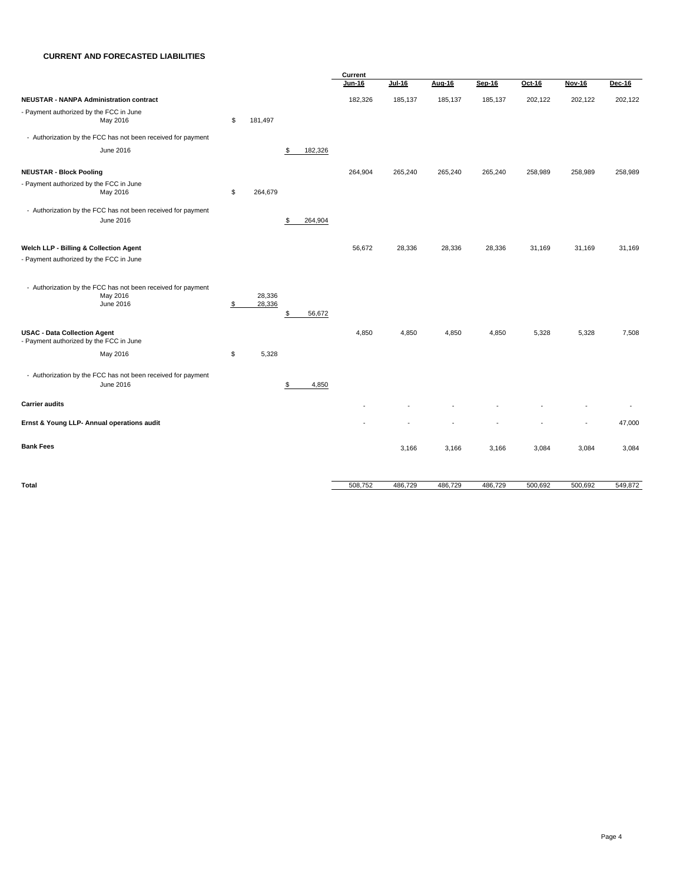**CURRENT AND FORECASTED LIABILITIES**

| | | | Current Jun-16 | Jul-16 | Aug-16 | Sep-16 | Oct-16 | Nov-16 | Dec-16 |
|---|---|---|---|---|---|---|---|---|---|
| **NEUSTAR - NANPA Administration contract** | | | 182,326 | 185,137 | 185,137 | 185,137 | 202,122 | 202,122 | 202,122 |
| - Payment authorized by the FCC in June | | | | | | | | | |
| May 2016 | $ 181,497 | | | | | | | | |
| - Authorization by the FCC has not been received for payment | | | | | | | | | |
| June 2016 | | $ 182,326 | | | | | | | |
| **NEUSTAR - Block Pooling** | | | 264,904 | 265,240 | 265,240 | 265,240 | 258,989 | 258,989 | 258,989 |
| - Payment authorized by the FCC in June | | | | | | | | | |
| May 2016 | $ 264,679 | | | | | | | | |
| - Authorization by the FCC has not been received for payment | | | | | | | | | |
| June 2016 | | $ 264,904 | | | | | | | |
| **Welch LLP - Billing & Collection Agent** | | | 56,672 | 28,336 | 28,336 | 28,336 | 31,169 | 31,169 | 31,169 |
| - Payment authorized by the FCC in June | | | | | | | | | |
| - Authorization by the FCC has not been received for payment | | | | | | | | | |
| May 2016 | 28,336 | | | | | | | | |
| June 2016 | $ 28,336 | $ 56,672 | | | | | | | |
| **USAC - Data Collection Agent** | | | 4,850 | 4,850 | 4,850 | 4,850 | 5,328 | 5,328 | 7,508 |
| - Payment authorized by the FCC in June | | | | | | | | | |
| May 2016 | $ 5,328 | | | | | | | | |
| - Authorization by the FCC has not been received for payment | | | | | | | | | |
| June 2016 | | $ 4,850 | | | | | | | |
| **Carrier audits** | | | - | - | - | - | - | - | - |
| **Ernst & Young LLP- Annual operations audit** | | | - | - | - | - | - | - | 47,000 |
| **Bank Fees** | | | | 3,166 | 3,166 | 3,166 | 3,084 | 3,084 | 3,084 |
| **Total** | | | 508,752 | 486,729 | 486,729 | 486,729 | 500,692 | 500,692 | 549,872 |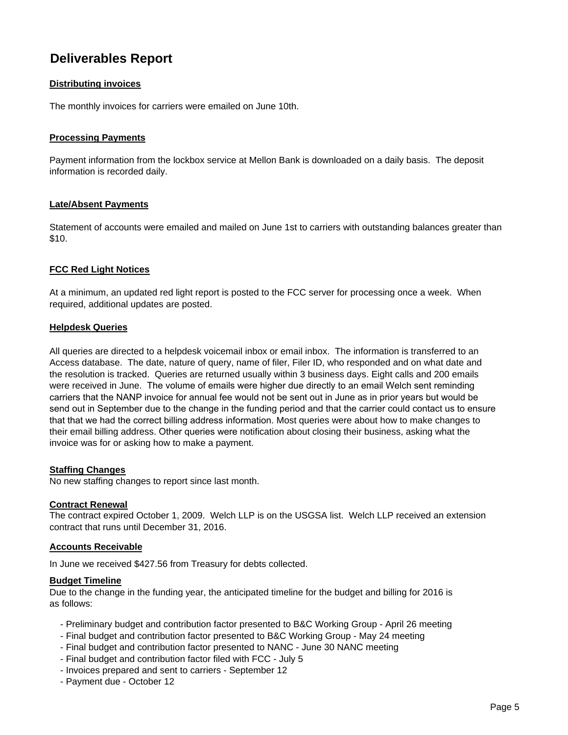# Deliverables Report

**Distributing invoices**

The monthly invoices for carriers were emailed on June 10th.

**Processing Payments**

Payment information from the lockbox service at Mellon Bank is downloaded on a daily basis. The deposit information is recorded daily.

**Late/Absent Payments**

Statement of accounts were emailed and mailed on June 1st to carriers with outstanding balances greater than $10.

**FCC Red Light Notices**

At a minimum, an updated red light report is posted to the FCC server for processing once a week. When required, additional updates are posted.

**Helpdesk Queries**

All queries are directed to a helpdesk voicemail inbox or email inbox. The information is transferred to an Access database. The date, nature of query, name of filer, Filer ID, who responded and on what date and the resolution is tracked. Queries are returned usually within 3 business days. Eight calls and 200 emails were received in June. The volume of emails were higher due directly to an email Welch sent reminding carriers that the NANP invoice for annual fee would not be sent out in June as in prior years but would be send out in September due to the change in the funding period and that the carrier could contact us to ensure that that we had the correct billing address information. Most queries were about how to make changes to their email billing address. Other queries were notification about closing their business, asking what the invoice was for or asking how to make a payment.

**Staffing Changes**

No new staffing changes to report since last month.

**Contract Renewal**

The contract expired October 1, 2009. Welch LLP is on the USGSA list. Welch LLP received an extension contract that runs until December 31, 2016.

**Accounts Receivable**

In June we received $427.56 from Treasury for debts collected.

**Budget Timeline**

Due to the change in the funding year, the anticipated timeline for the budget and billing for 2016 is as follows:

- Preliminary budget and contribution factor presented to B&C Working Group - April 26 meeting
- Final budget and contribution factor presented to B&C Working Group - May 24 meeting
- Final budget and contribution factor presented to NANC - June 30 NANC meeting
- Final budget and contribution factor filed with FCC - July 5
- Invoices prepared and sent to carriers - September 12
- Payment due - October 12